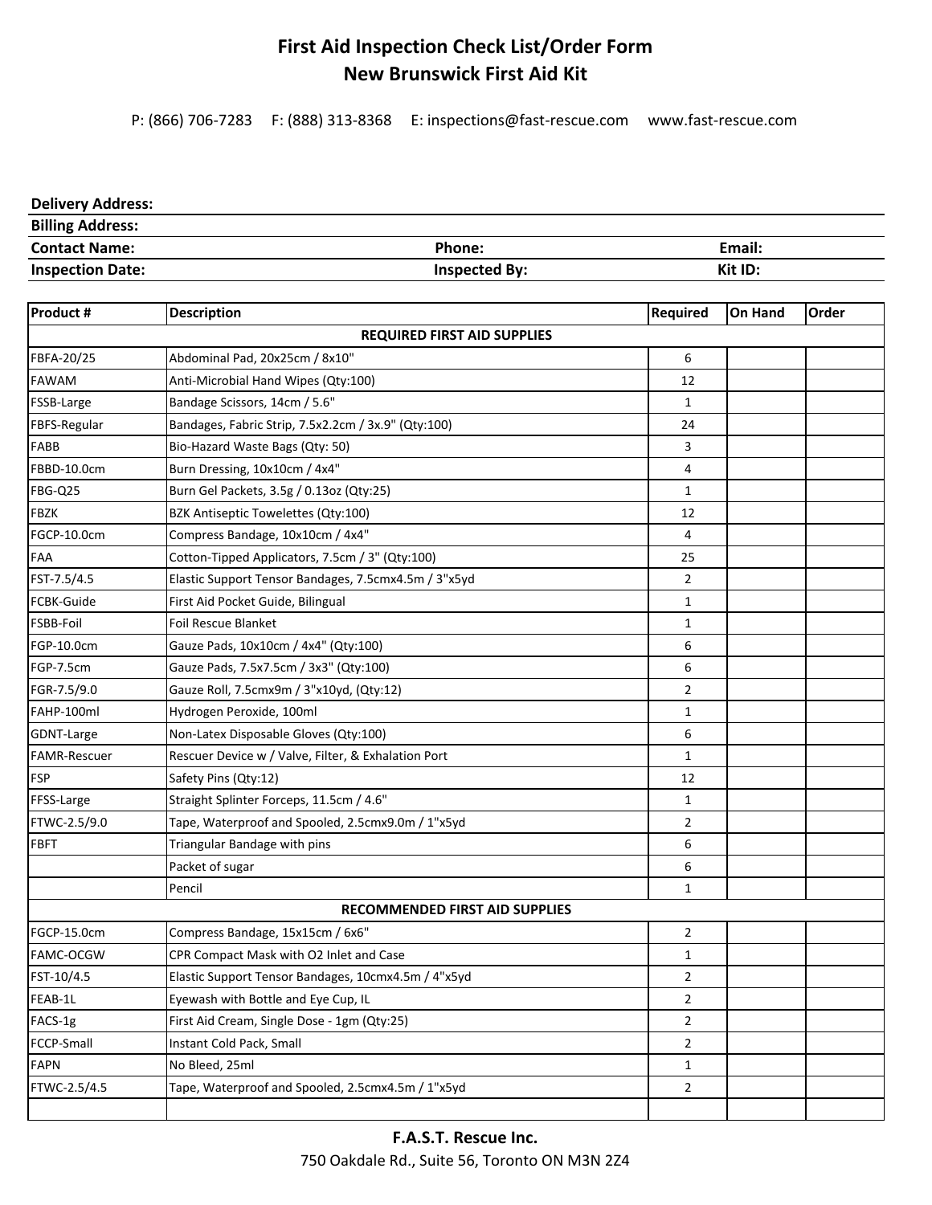# First Aid Inspection Check List/Order Form
# New Brunswick First Aid Kit

P: (866) 706-7283  F: (888) 313-8368  E: inspections@fast-rescue.com  www.fast-rescue.com

**Delivery Address:**

**Billing Address:**

| **Contact Name:** | **Phone:** | **Email:** |
|---|---|---|
| **Inspection Date:** | **Inspected By:** | **Kit ID:** |

| Product # | Description | Required | On Hand | Order |
|---|---|---|---|---|
| | **REQUIRED FIRST AID SUPPLIES** | | | |
| FBFA-20/25 | Abdominal Pad, 20x25cm / 8x10" | 6 | | |
| FAWAM | Anti-Microbial Hand Wipes (Qty:100) | 12 | | |
| FSSB-Large | Bandage Scissors, 14cm / 5.6" | 1 | | |
| FBFS-Regular | Bandages, Fabric Strip, 7.5x2.2cm / 3x.9" (Qty:100) | 24 | | |
| FABB | Bio-Hazard Waste Bags (Qty: 50) | 3 | | |
| FBBD-10.0cm | Burn Dressing, 10x10cm / 4x4" | 4 | | |
| FBG-Q25 | Burn Gel Packets, 3.5g / 0.13oz (Qty:25) | 1 | | |
| FBZK | BZK Antiseptic Towelettes (Qty:100) | 12 | | |
| FGCP-10.0cm | Compress Bandage, 10x10cm / 4x4" | 4 | | |
| FAA | Cotton-Tipped Applicators, 7.5cm / 3" (Qty:100) | 25 | | |
| FST-7.5/4.5 | Elastic Support Tensor Bandages, 7.5cmx4.5m / 3"x5yd | 2 | | |
| FCBK-Guide | First Aid Pocket Guide, Bilingual | 1 | | |
| FSBB-Foil | Foil Rescue Blanket | 1 | | |
| FGP-10.0cm | Gauze Pads, 10x10cm / 4x4" (Qty:100) | 6 | | |
| FGP-7.5cm | Gauze Pads, 7.5x7.5cm / 3x3" (Qty:100) | 6 | | |
| FGR-7.5/9.0 | Gauze Roll, 7.5cmx9m / 3"x10yd, (Qty:12) | 2 | | |
| FAHP-100ml | Hydrogen Peroxide, 100ml | 1 | | |
| GDNT-Large | Non-Latex Disposable Gloves (Qty:100) | 6 | | |
| FAMR-Rescuer | Rescuer Device w / Valve, Filter, & Exhalation Port | 1 | | |
| FSP | Safety Pins (Qty:12) | 12 | | |
| FFSS-Large | Straight Splinter Forceps, 11.5cm / 4.6" | 1 | | |
| FTWC-2.5/9.0 | Tape, Waterproof and Spooled, 2.5cmx9.0m / 1"x5yd | 2 | | |
| FBFT | Triangular Bandage with pins | 6 | | |
| | Packet of sugar | 6 | | |
| | Pencil | 1 | | |
| | **RECOMMENDED FIRST AID SUPPLIES** | | | |
| FGCP-15.0cm | Compress Bandage, 15x15cm / 6x6" | 2 | | |
| FAMC-OCGW | CPR Compact Mask with O2 Inlet and Case | 1 | | |
| FST-10/4.5 | Elastic Support Tensor Bandages, 10cmx4.5m / 4"x5yd | 2 | | |
| FEAB-1L | Eyewash with Bottle and Eye Cup, IL | 2 | | |
| FACS-1g | First Aid Cream, Single Dose - 1gm (Qty:25) | 2 | | |
| FCCP-Small | Instant Cold Pack, Small | 2 | | |
| FAPN | No Bleed, 25ml | 1 | | |
| FTWC-2.5/4.5 | Tape, Waterproof and Spooled, 2.5cmx4.5m / 1"x5yd | 2 | | |
| | | | | |

**F.A.S.T. Rescue Inc.**

750 Oakdale Rd., Suite 56, Toronto ON M3N 2Z4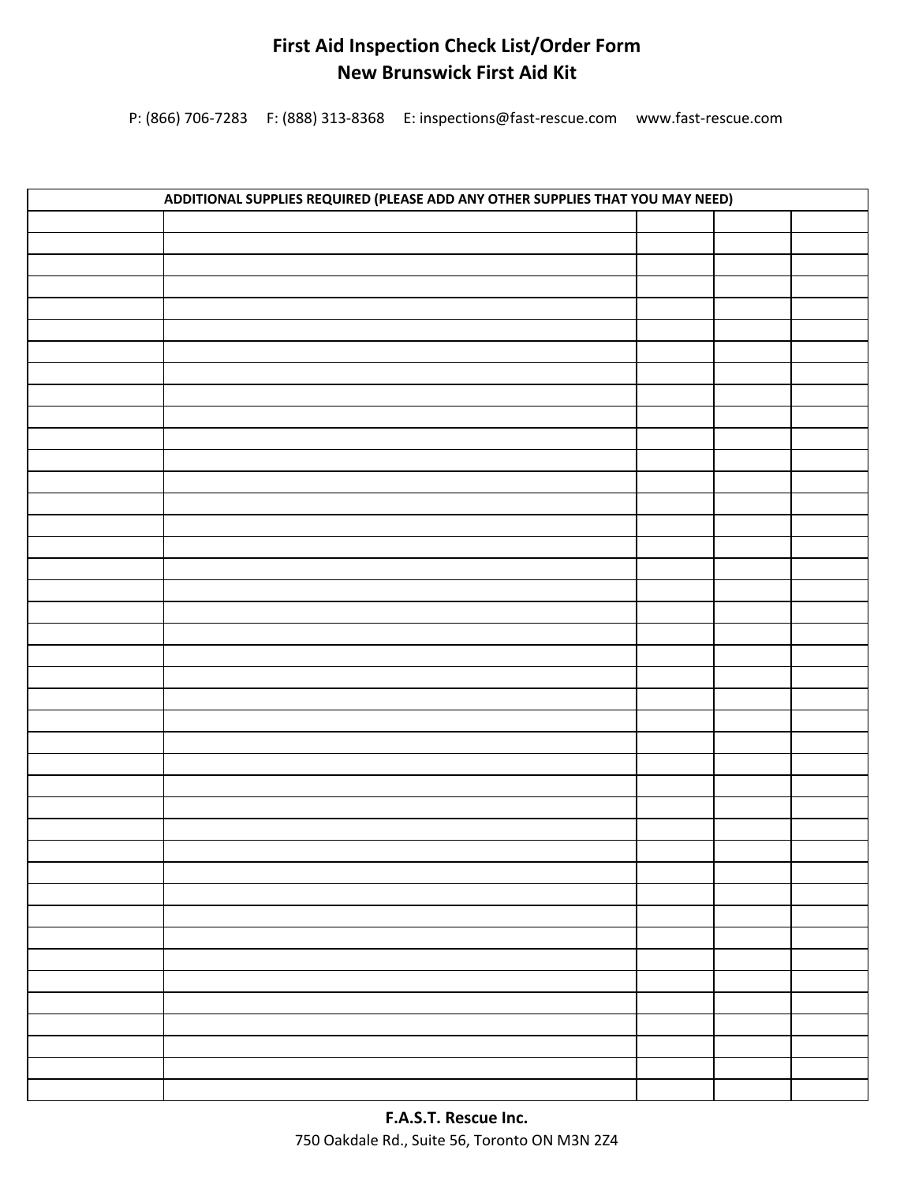# First Aid Inspection Check List/Order Form
## New Brunswick First Aid Kit

P: (866) 706-7283     F: (888) 313-8368     E: inspections@fast-rescue.com     www.fast-rescue.com

| ADDITIONAL SUPPLIES REQUIRED (PLEASE ADD ANY OTHER SUPPLIES THAT YOU MAY NEED) | | | | |
|---|---|---|---|---|
| | | | | |
| | | | | |
| | | | | |
| | | | | |
| | | | | |
| | | | | |
| | | | | |
| | | | | |
| | | | | |
| | | | | |
| | | | | |
| | | | | |
| | | | | |
| | | | | |
| | | | | |
| | | | | |
| | | | | |
| | | | | |
| | | | | |
| | | | | |
| | | | | |
| | | | | |
| | | | | |
| | | | | |
| | | | | |
| | | | | |
| | | | | |
| | | | | |
| | | | | |
| | | | | |
| | | | | |
| | | | | |
| | | | | |
| | | | | |
| | | | | |
| | | | | |
| | | | | |
| | | | | |
| | | | | |
| | | | | |
| | | | | |

**F.A.S.T. Rescue Inc.**

750 Oakdale Rd., Suite 56, Toronto ON M3N 2Z4